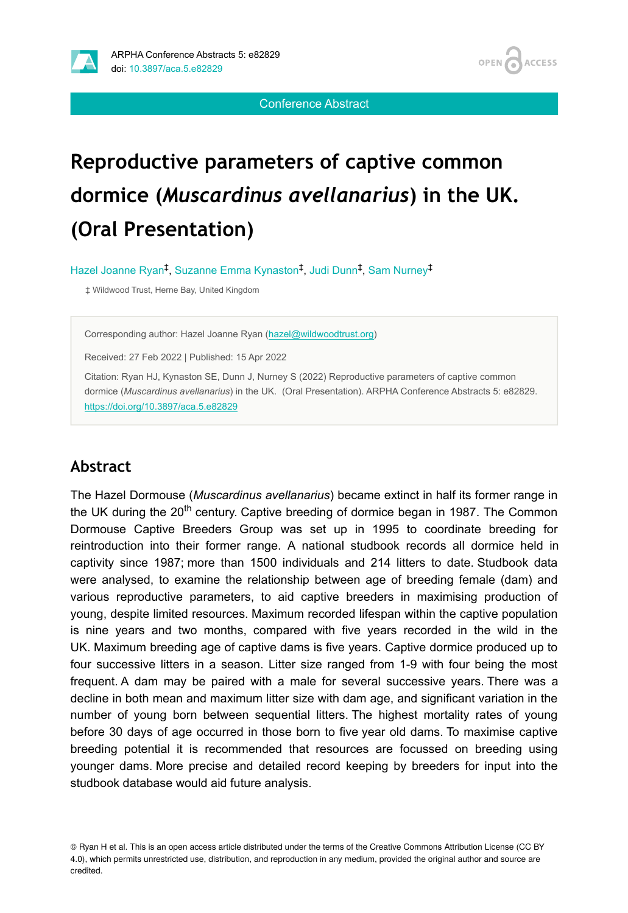# Reproductive parameters of captive common dormice (*Muscardinus avellanarius*) in the UK. (Oral Presentation)

Hazel Joanne Ryan[‡], Suzanne Emma Kynaston[‡], Judi Dunn[‡], Sam Nurney[‡]

‡ Wildwood Trust, Herne Bay, United Kingdom

Corresponding author: Hazel Joanne Ryan (hazel@wildwoodtrust.org)

Received: 27 Feb 2022 | Published: 15 Apr 2022

Citation: Ryan HJ, Kynaston SE, Dunn J, Nurney S (2022) Reproductive parameters of captive common dormice (*Muscardinus avellanarius*) in the UK. (Oral Presentation). ARPHA Conference Abstracts 5: e82829. https://doi.org/10.3897/aca.5.e82829

## Abstract

The Hazel Dormouse (*Muscardinus avellanarius*) became extinct in half its former range in the UK during the 20$^{th}$ century. Captive breeding of dormice began in 1987. The Common Dormouse Captive Breeders Group was set up in 1995 to coordinate breeding for reintroduction into their former range. A national studbook records all dormice held in captivity since 1987; more than 1500 individuals and 214 litters to date. Studbook data were analysed, to examine the relationship between age of breeding female (dam) and various reproductive parameters, to aid captive breeders in maximising production of young, despite limited resources. Maximum recorded lifespan within the captive population is nine years and two months, compared with five years recorded in the wild in the UK. Maximum breeding age of captive dams is five years. Captive dormice produced up to four successive litters in a season. Litter size ranged from 1-9 with four being the most frequent. A dam may be paired with a male for several successive years. There was a decline in both mean and maximum litter size with dam age, and significant variation in the number of young born between sequential litters. The highest mortality rates of young before 30 days of age occurred in those born to five year old dams. To maximise captive breeding potential it is recommended that resources are focussed on breeding using younger dams. More precise and detailed record keeping by breeders for input into the studbook database would aid future analysis.

© Ryan H et al. This is an open access article distributed under the terms of the Creative Commons Attribution License (CC BY 4.0), which permits unrestricted use, distribution, and reproduction in any medium, provided the original author and source are credited.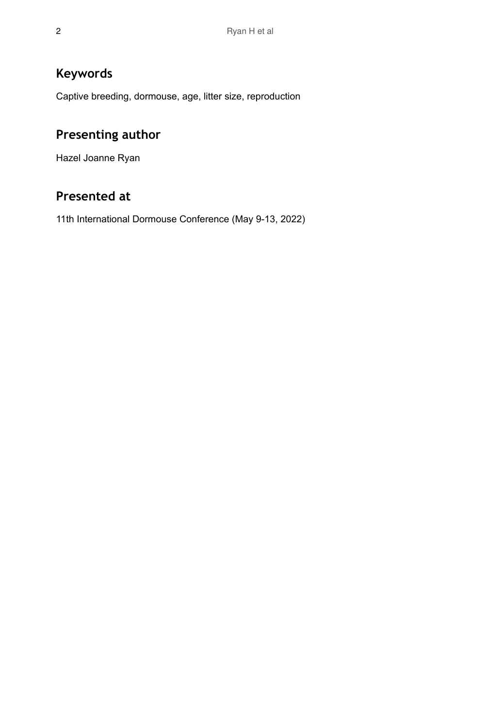## Keywords

Captive breeding, dormouse, age, litter size, reproduction

## Presenting author

Hazel Joanne Ryan

## Presented at

11th International Dormouse Conference (May 9-13, 2022)